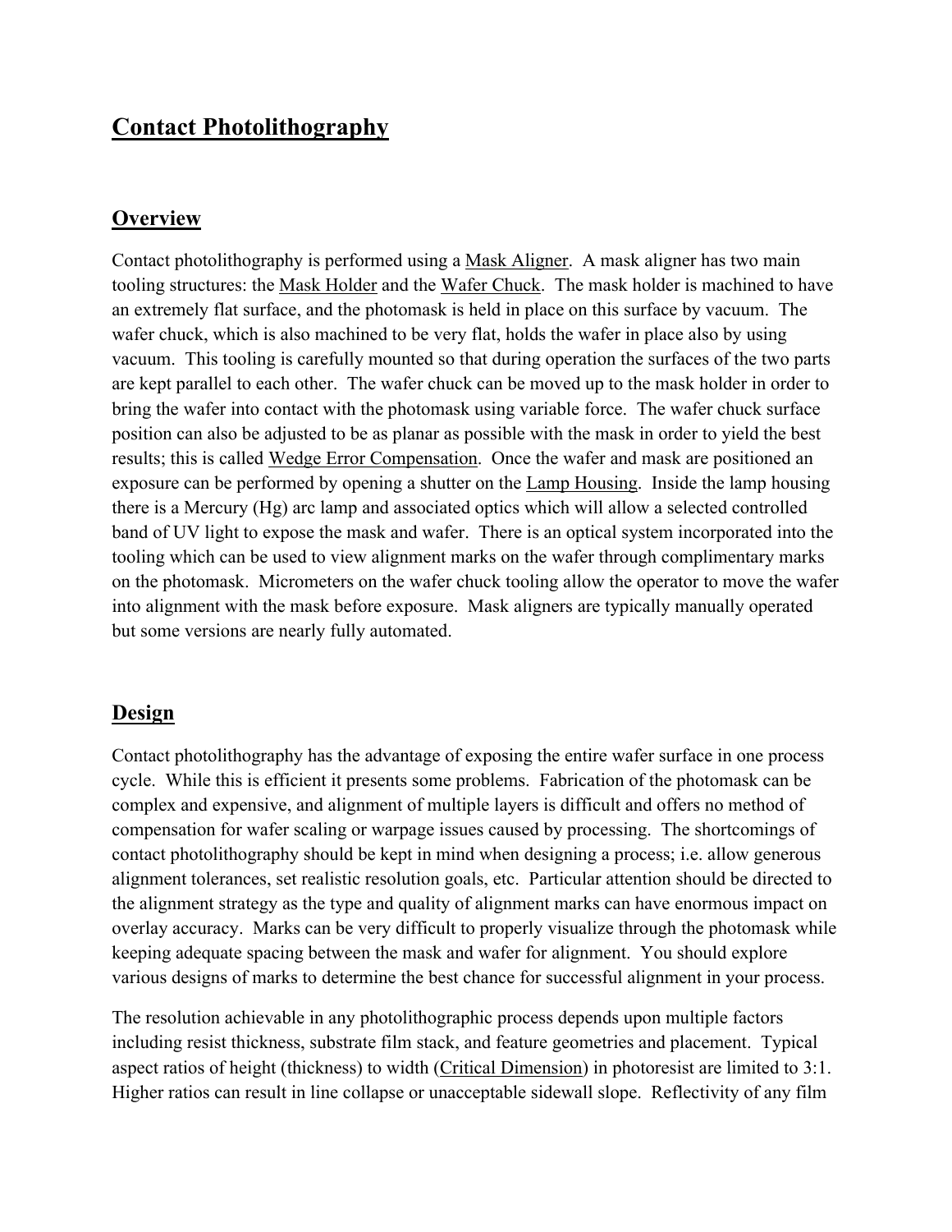# Contact Photolithography

## Overview

Contact photolithography is performed using a Mask Aligner. A mask aligner has two main tooling structures: the Mask Holder and the Wafer Chuck. The mask holder is machined to have an extremely flat surface, and the photomask is held in place on this surface by vacuum. The wafer chuck, which is also machined to be very flat, holds the wafer in place also by using vacuum. This tooling is carefully mounted so that during operation the surfaces of the two parts are kept parallel to each other. The wafer chuck can be moved up to the mask holder in order to bring the wafer into contact with the photomask using variable force. The wafer chuck surface position can also be adjusted to be as planar as possible with the mask in order to yield the best results; this is called Wedge Error Compensation. Once the wafer and mask are positioned an exposure can be performed by opening a shutter on the Lamp Housing. Inside the lamp housing there is a Mercury (Hg) arc lamp and associated optics which will allow a selected controlled band of UV light to expose the mask and wafer. There is an optical system incorporated into the tooling which can be used to view alignment marks on the wafer through complimentary marks on the photomask. Micrometers on the wafer chuck tooling allow the operator to move the wafer into alignment with the mask before exposure. Mask aligners are typically manually operated but some versions are nearly fully automated.

## Design

Contact photolithography has the advantage of exposing the entire wafer surface in one process cycle. While this is efficient it presents some problems. Fabrication of the photomask can be complex and expensive, and alignment of multiple layers is difficult and offers no method of compensation for wafer scaling or warpage issues caused by processing. The shortcomings of contact photolithography should be kept in mind when designing a process; i.e. allow generous alignment tolerances, set realistic resolution goals, etc. Particular attention should be directed to the alignment strategy as the type and quality of alignment marks can have enormous impact on overlay accuracy. Marks can be very difficult to properly visualize through the photomask while keeping adequate spacing between the mask and wafer for alignment. You should explore various designs of marks to determine the best chance for successful alignment in your process.

The resolution achievable in any photolithographic process depends upon multiple factors including resist thickness, substrate film stack, and feature geometries and placement. Typical aspect ratios of height (thickness) to width (Critical Dimension) in photoresist are limited to 3:1. Higher ratios can result in line collapse or unacceptable sidewall slope. Reflectivity of any film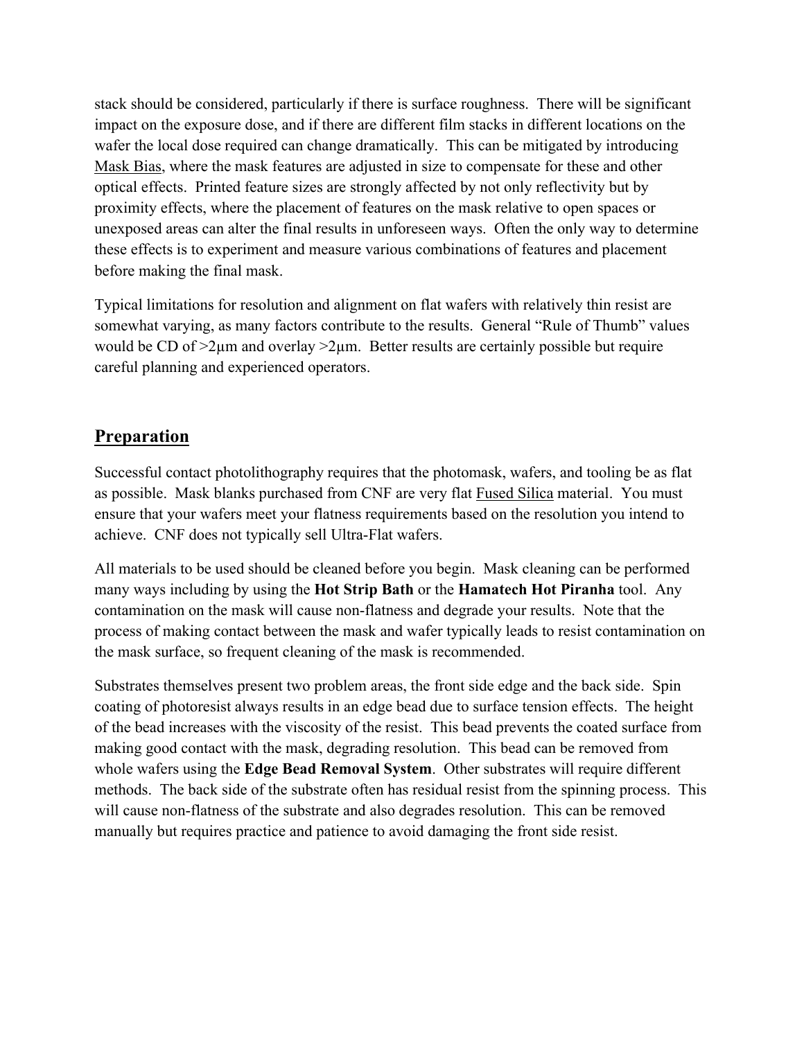stack should be considered, particularly if there is surface roughness. There will be significant impact on the exposure dose, and if there are different film stacks in different locations on the wafer the local dose required can change dramatically. This can be mitigated by introducing Mask Bias, where the mask features are adjusted in size to compensate for these and other optical effects. Printed feature sizes are strongly affected by not only reflectivity but by proximity effects, where the placement of features on the mask relative to open spaces or unexposed areas can alter the final results in unforeseen ways. Often the only way to determine these effects is to experiment and measure various combinations of features and placement before making the final mask.

Typical limitations for resolution and alignment on flat wafers with relatively thin resist are somewhat varying, as many factors contribute to the results. General "Rule of Thumb" values would be CD of >2µm and overlay >2µm. Better results are certainly possible but require careful planning and experienced operators.

## Preparation

Successful contact photolithography requires that the photomask, wafers, and tooling be as flat as possible. Mask blanks purchased from CNF are very flat Fused Silica material. You must ensure that your wafers meet your flatness requirements based on the resolution you intend to achieve. CNF does not typically sell Ultra-Flat wafers.

All materials to be used should be cleaned before you begin. Mask cleaning can be performed many ways including by using the **Hot Strip Bath** or the **Hamatech Hot Piranha** tool. Any contamination on the mask will cause non-flatness and degrade your results. Note that the process of making contact between the mask and wafer typically leads to resist contamination on the mask surface, so frequent cleaning of the mask is recommended.

Substrates themselves present two problem areas, the front side edge and the back side. Spin coating of photoresist always results in an edge bead due to surface tension effects. The height of the bead increases with the viscosity of the resist. This bead prevents the coated surface from making good contact with the mask, degrading resolution. This bead can be removed from whole wafers using the **Edge Bead Removal System**. Other substrates will require different methods. The back side of the substrate often has residual resist from the spinning process. This will cause non-flatness of the substrate and also degrades resolution. This can be removed manually but requires practice and patience to avoid damaging the front side resist.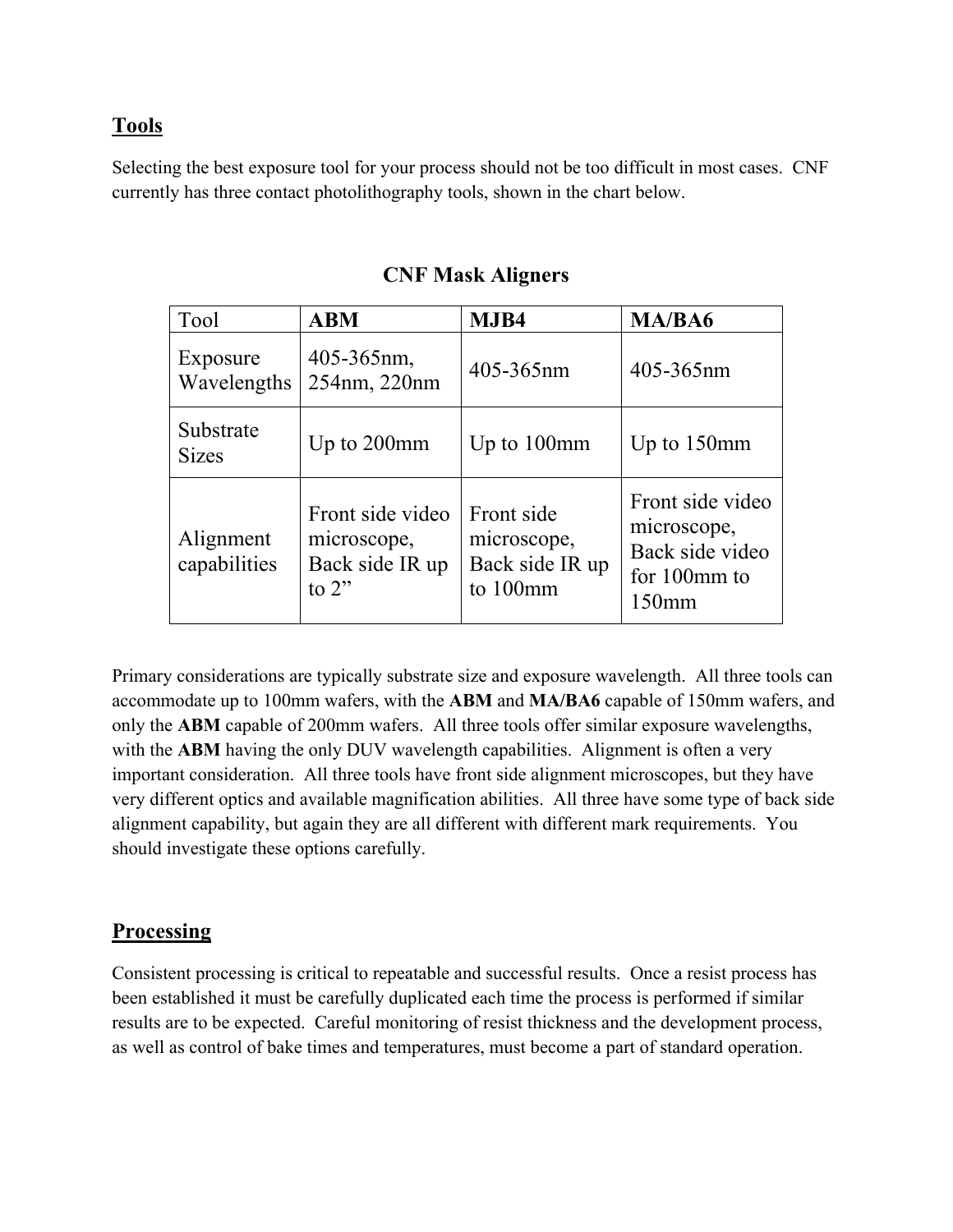## Tools

Selecting the best exposure tool for your process should not be too difficult in most cases. CNF currently has three contact photolithography tools, shown in the chart below.

### CNF Mask Aligners

| Tool | **ABM** | **MJB4** | **MA/BA6** |
|---|---|---|---|
| Exposure Wavelengths | 405-365nm, 254nm, 220nm | 405-365nm | 405-365nm |
| Substrate Sizes | Up to 200mm | Up to 100mm | Up to 150mm |
| Alignment capabilities | Front side video microscope, Back side IR up to 2” | Front side microscope, Back side IR up to 100mm | Front side video microscope, Back side video for 100mm to 150mm |

Primary considerations are typically substrate size and exposure wavelength. All three tools can accommodate up to 100mm wafers, with the **ABM** and **MA/BA6** capable of 150mm wafers, and only the **ABM** capable of 200mm wafers. All three tools offer similar exposure wavelengths, with the **ABM** having the only DUV wavelength capabilities. Alignment is often a very important consideration. All three tools have front side alignment microscopes, but they have very different optics and available magnification abilities. All three have some type of back side alignment capability, but again they are all different with different mark requirements. You should investigate these options carefully.

## Processing

Consistent processing is critical to repeatable and successful results. Once a resist process has been established it must be carefully duplicated each time the process is performed if similar results are to be expected. Careful monitoring of resist thickness and the development process, as well as control of bake times and temperatures, must become a part of standard operation.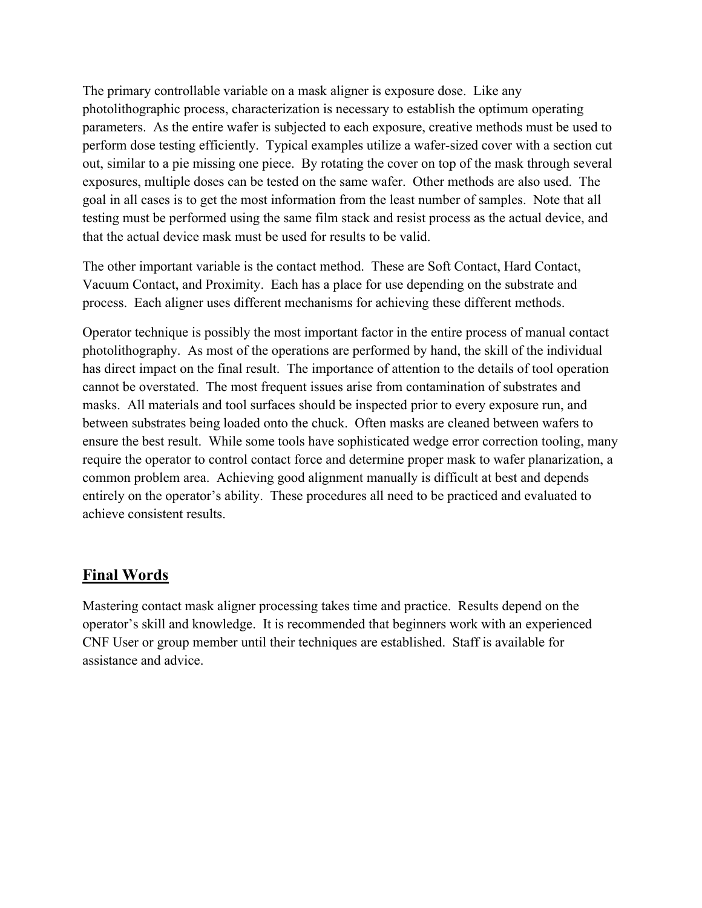The primary controllable variable on a mask aligner is exposure dose. Like any photolithographic process, characterization is necessary to establish the optimum operating parameters. As the entire wafer is subjected to each exposure, creative methods must be used to perform dose testing efficiently. Typical examples utilize a wafer-sized cover with a section cut out, similar to a pie missing one piece. By rotating the cover on top of the mask through several exposures, multiple doses can be tested on the same wafer. Other methods are also used. The goal in all cases is to get the most information from the least number of samples. Note that all testing must be performed using the same film stack and resist process as the actual device, and that the actual device mask must be used for results to be valid.

The other important variable is the contact method. These are Soft Contact, Hard Contact, Vacuum Contact, and Proximity. Each has a place for use depending on the substrate and process. Each aligner uses different mechanisms for achieving these different methods.

Operator technique is possibly the most important factor in the entire process of manual contact photolithography. As most of the operations are performed by hand, the skill of the individual has direct impact on the final result. The importance of attention to the details of tool operation cannot be overstated. The most frequent issues arise from contamination of substrates and masks. All materials and tool surfaces should be inspected prior to every exposure run, and between substrates being loaded onto the chuck. Often masks are cleaned between wafers to ensure the best result. While some tools have sophisticated wedge error correction tooling, many require the operator to control contact force and determine proper mask to wafer planarization, a common problem area. Achieving good alignment manually is difficult at best and depends entirely on the operator's ability. These procedures all need to be practiced and evaluated to achieve consistent results.

## Final Words

Mastering contact mask aligner processing takes time and practice. Results depend on the operator's skill and knowledge. It is recommended that beginners work with an experienced CNF User or group member until their techniques are established. Staff is available for assistance and advice.